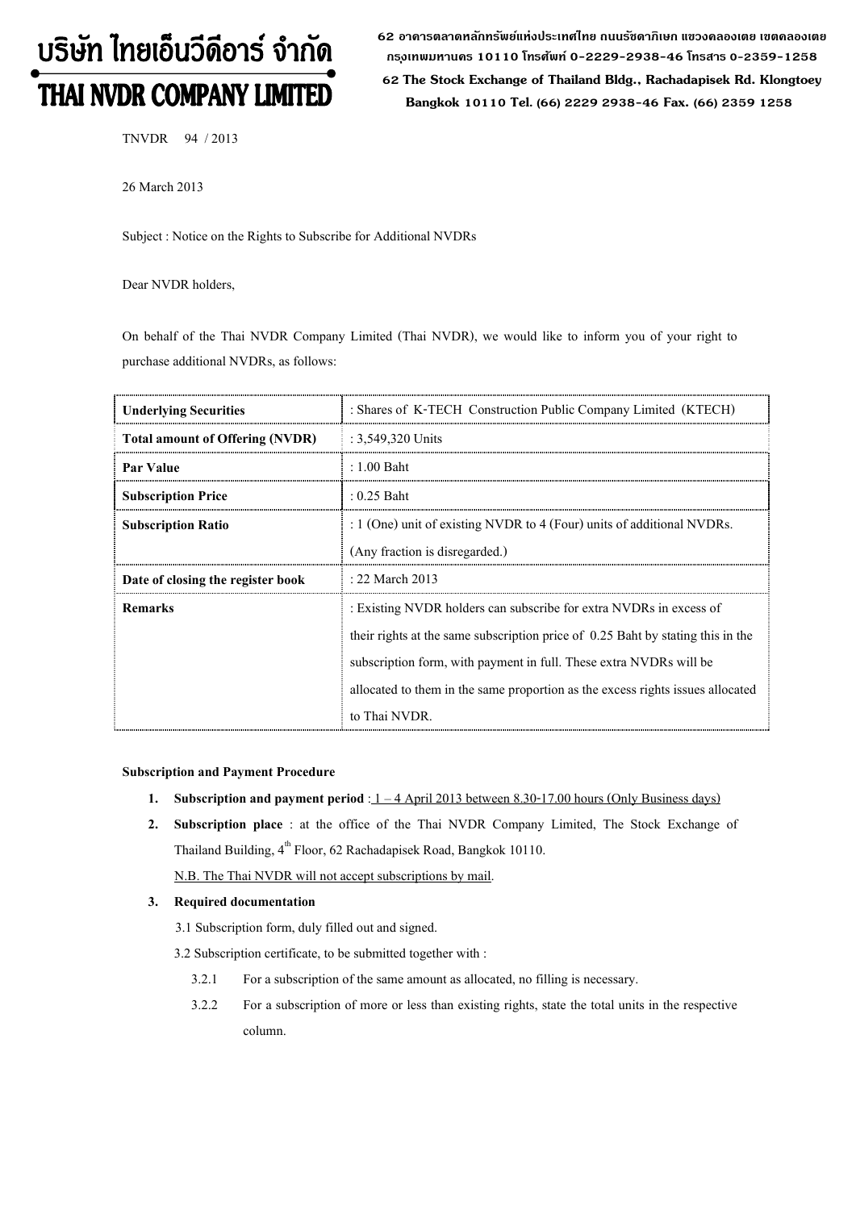# บริษัท ไทยเอ็นวีดีอาร์ จำกัด
# THAI NVDR COMPANY LIMITED

62 อาคารตลาดหลักทรัพย์แห่งประเทศไทย ถนนรัชดาภิเษก แขวงคลองเตย เขตคลองเตย กรุงเทพมหานคร 10110 โทรศัพท์ 0-2229-2938-46 โทรสาร 0-2359-1258

62 The Stock Exchange of Thailand Bldg., Rachadapisek Rd. Klongtoey Bangkok 10110 Tel. (66) 2229 2938-46 Fax. (66) 2359 1258

TNVDR 94 / 2013

26 March 2013

Subject : Notice on the Rights to Subscribe for Additional NVDRs

Dear NVDR holders,

On behalf of the Thai NVDR Company Limited (Thai NVDR), we would like to inform you of your right to purchase additional NVDRs, as follows:

| | |
|---|---|
| **Underlying Securities** | : Shares of K-TECH Construction Public Company Limited (KTECH) |
| **Total amount of Offering (NVDR)** | : 3,549,320 Units |
| **Par Value** | : 1.00 Baht |
| **Subscription Price** | : 0.25 Baht |
| **Subscription Ratio** | : 1 (One) unit of existing NVDR to 4 (Four) units of additional NVDRs. (Any fraction is disregarded.) |
| **Date of closing the register book** | : 22 March 2013 |
| **Remarks** | : Existing NVDR holders can subscribe for extra NVDRs in excess of their rights at the same subscription price of 0.25 Baht by stating this in the subscription form, with payment in full. These extra NVDRs will be allocated to them in the same proportion as the excess rights issues allocated to Thai NVDR. |

**Subscription and Payment Procedure**

1. **Subscription and payment period** : 1 – 4 April 2013 between 8.30-17.00 hours (Only Business days)
2. **Subscription place** : at the office of the Thai NVDR Company Limited, The Stock Exchange of Thailand Building, 4th Floor, 62 Rachadapisek Road, Bangkok 10110.
   N.B. The Thai NVDR will not accept subscriptions by mail.
3. **Required documentation**
   3.1 Subscription form, duly filled out and signed.
   3.2 Subscription certificate, to be submitted together with :
      3.2.1 For a subscription of the same amount as allocated, no filling is necessary.
      3.2.2 For a subscription of more or less than existing rights, state the total units in the respective column.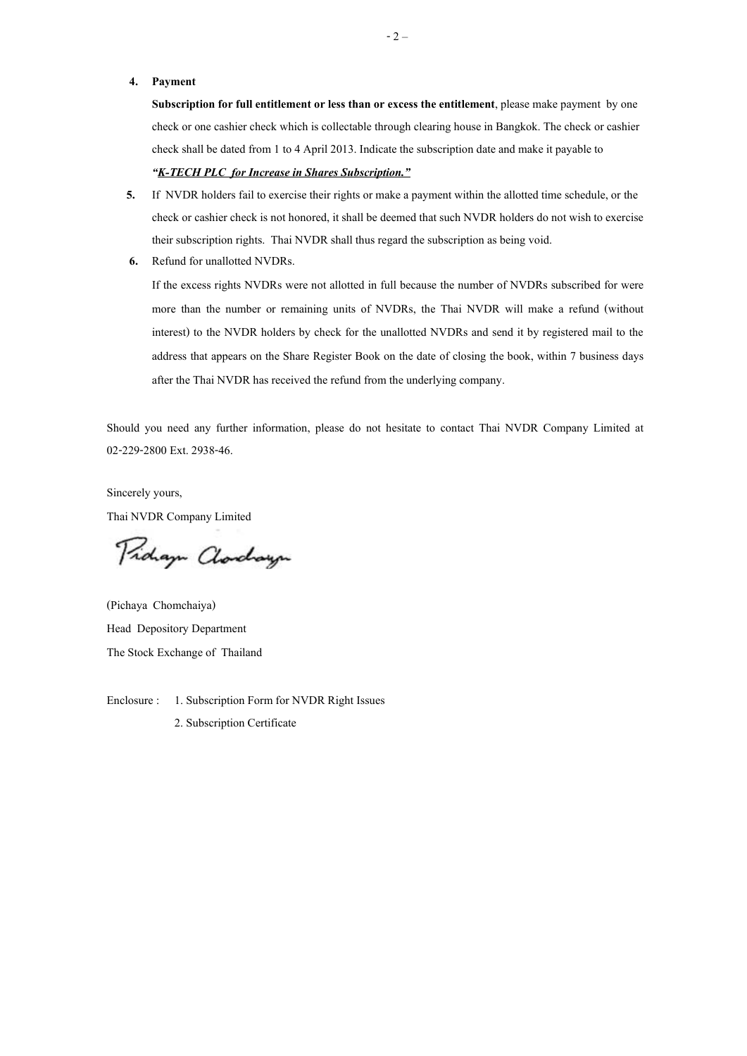4. **Payment**

   **Subscription for full entitlement or less than or excess the entitlement**, please make payment by one check or one cashier check which is collectable through clearing house in Bangkok. The check or cashier check shall be dated from 1 to 4 April 2013. Indicate the subscription date and make it payable to ***"K-TECH PLC for Increase in Shares Subscription."***

5. If NVDR holders fail to exercise their rights or make a payment within the allotted time schedule, or the check or cashier check is not honored, it shall be deemed that such NVDR holders do not wish to exercise their subscription rights. Thai NVDR shall thus regard the subscription as being void.

6. Refund for unallotted NVDRs.

   If the excess rights NVDRs were not allotted in full because the number of NVDRs subscribed for were more than the number or remaining units of NVDRs, the Thai NVDR will make a refund (without interest) to the NVDR holders by check for the unallotted NVDRs and send it by registered mail to the address that appears on the Share Register Book on the date of closing the book, within 7 business days after the Thai NVDR has received the refund from the underlying company.

Should you need any further information, please do not hesitate to contact Thai NVDR Company Limited at 02-229-2800 Ext. 2938-46.

Sincerely yours,

Thai NVDR Company Limited

(Pichaya Chomchaiya)

Head Depository Department

The Stock Exchange of Thailand

Enclosure : 1. Subscription Form for NVDR Right Issues

2. Subscription Certificate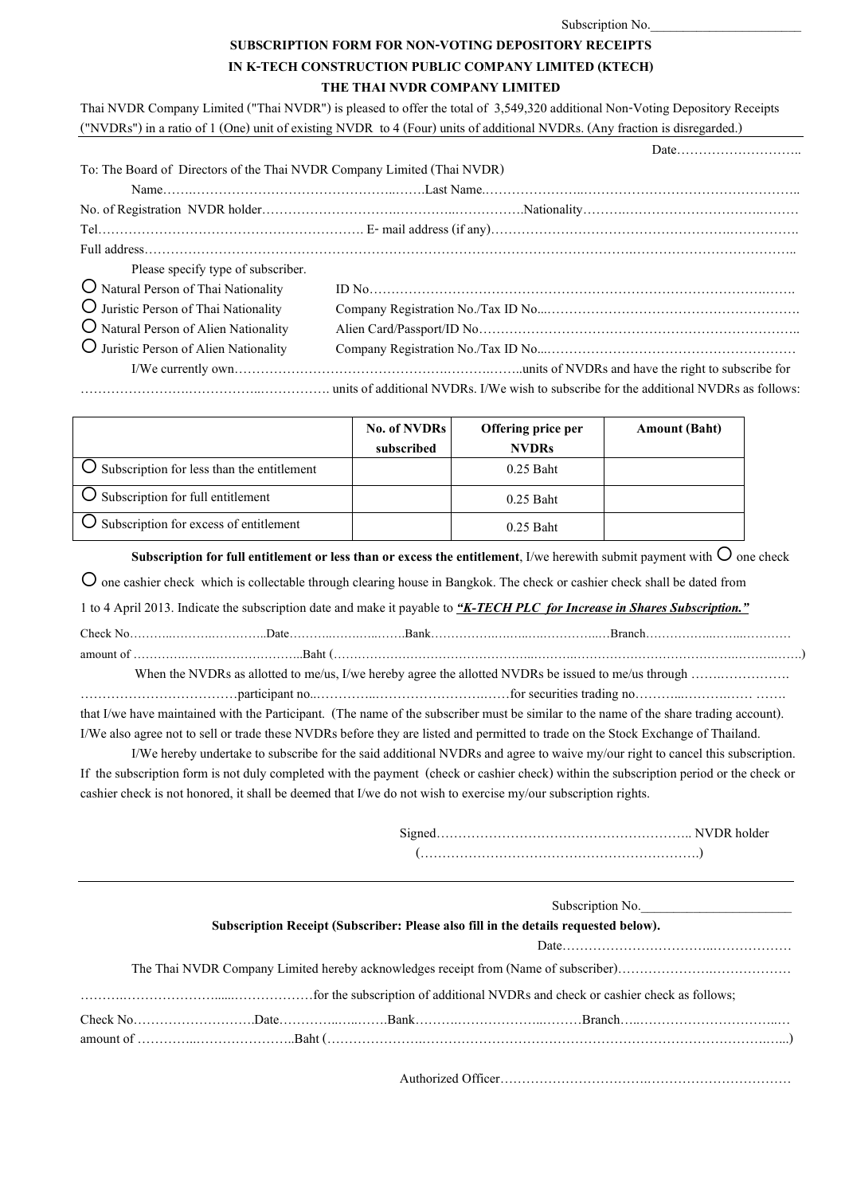Subscription No.\_\_\_\_\_\_\_\_\_\_\_\_\_\_\_\_\_\_\_\_\_\_

**SUBSCRIPTION FORM FOR NON-VOTING DEPOSITORY RECEIPTS**

**IN K-TECH CONSTRUCTION PUBLIC COMPANY LIMITED (KTECH)**

**THE THAI NVDR COMPANY LIMITED**

Thai NVDR Company Limited ("Thai NVDR") is pleased to offer the total of 3,549,320 additional Non-Voting Depository Receipts ("NVDRs") in a ratio of 1 (One) unit of existing NVDR to 4 (Four) units of additional NVDRs. (Any fraction is disregarded.)

Date………………………..

To: The Board of Directors of the Thai NVDR Company Limited (Thai NVDR)

Name……..……………………………………..…….Last Name.…………………..…………………………………………..

No. of Registration NVDR holder…………………………….………..…………….Nationality……….…………………………….………

Tel……………………………………………………. E- mail address (if any)……………………………………………………….…………….

Full address…………………………………………………………………………………………….…………………………………..

Please specify type of subscriber.

○ Natural Person of Thai Nationality ID No……………………………………………………………………………….…….

○ Juristic Person of Thai Nationality Company Registration No./Tax ID No...…………………………………………………….

○ Natural Person of Alien Nationality Alien Card/Passport/ID No………………………………………………………………..

○ Juristic Person of Alien Nationality Company Registration No./Tax ID No...…………………………………………………

I/We currently own…………………………………………….……….……..units of NVDRs and have the right to subscribe for ………………….……………..……………. units of additional NVDRs. I/We wish to subscribe for the additional NVDRs as follows:

| | No. of NVDRs subscribed | Offering price per NVDRs | Amount (Baht) |
|---|---|---|---|
| ○ Subscription for less than the entitlement | | 0.25 Baht | |
| ○ Subscription for full entitlement | | 0.25 Baht | |
| ○ Subscription for excess of entitlement | | 0.25 Baht | |

**Subscription for full entitlement or less than or excess the entitlement**, I/we herewith submit payment with ○ one check ○ one cashier check which is collectable through clearing house in Bangkok. The check or cashier check shall be dated from 1 to 4 April 2013. Indicate the subscription date and make it payable to ***"K-TECH PLC for Increase in Shares Subscription."***

Check No………..………..………..Date………..………..…….Bank…………..……..….…………..…Branch…………..…….…..…………

amount of ………..……..…………………..Baht (……………………………………………..……………………………………..…….…..…….)

When the NVDRs as allotted to me/us, I/we hereby agree the allotted NVDRs be issued to me/us through ……..……………. ………………………………participant no..…………..……………………..……for securities trading no………..……….…… ……. that I/we have maintained with the Participant. (The name of the subscriber must be similar to the name of the share trading account). I/We also agree not to sell or trade these NVDRs before they are listed and permitted to trade on the Stock Exchange of Thailand.

I/We hereby undertake to subscribe for the said additional NVDRs and agree to waive my/our right to cancel this subscription. If the subscription form is not duly completed with the payment (check or cashier check) within the subscription period or the check or cashier check is not honored, it shall be deemed that I/we do not wish to exercise my/our subscription rights.

Signed………………………………………………….. NVDR holder

(……………………………………………………….)

---

Subscription No.\_\_\_\_\_\_\_\_\_\_\_\_\_\_\_\_\_\_\_\_\_\_

**Subscription Receipt (Subscriber: Please also fill in the details requested below).**

Date……………………………..………………

The Thai NVDR Company Limited hereby acknowledges receipt from (Name of subscriber)…………………..………………

……….…………………......………………for the subscription of additional NVDRs and check or cashier check as follows;

Check No……………………….Date…………..…..…….Bank……….……………..………Branch…..…………………………..…

amount of …………..…………………..Baht (…………………..……………………………………………………………………..…...)

Authorized Officer……………………………….……………………………